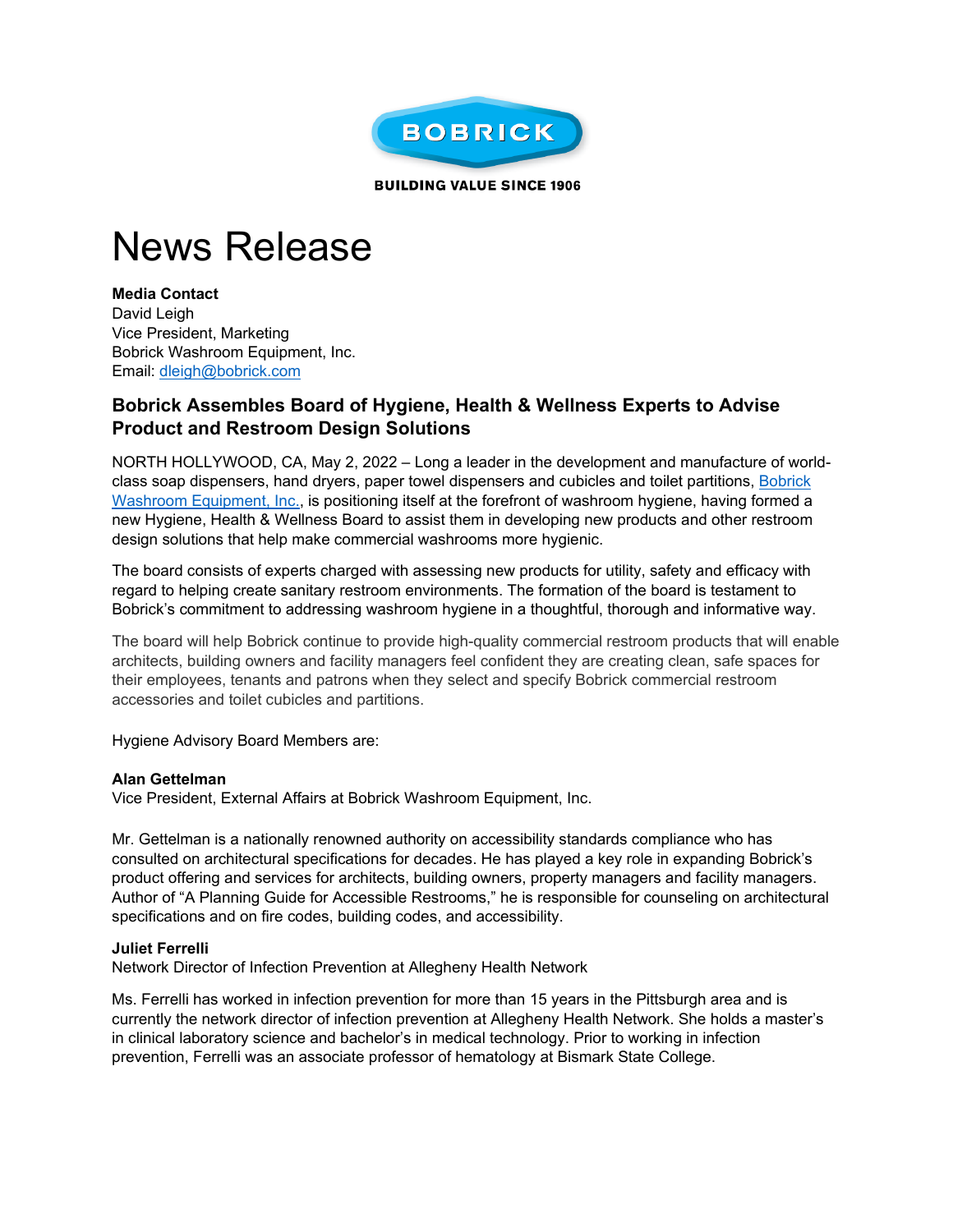BOBRICK

BUILDING VALUE SINCE 1906

# News Release

**Media Contact**
David Leigh
Vice President, Marketing
Bobrick Washroom Equipment, Inc.
Email: dleigh@bobrick.com

## Bobrick Assembles Board of Hygiene, Health & Wellness Experts to Advise Product and Restroom Design Solutions

NORTH HOLLYWOOD, CA, May 2, 2022 – Long a leader in the development and manufacture of world-class soap dispensers, hand dryers, paper towel dispensers and cubicles and toilet partitions, Bobrick Washroom Equipment, Inc., is positioning itself at the forefront of washroom hygiene, having formed a new Hygiene, Health & Wellness Board to assist them in developing new products and other restroom design solutions that help make commercial washrooms more hygienic.

The board consists of experts charged with assessing new products for utility, safety and efficacy with regard to helping create sanitary restroom environments. The formation of the board is testament to Bobrick's commitment to addressing washroom hygiene in a thoughtful, thorough and informative way.

The board will help Bobrick continue to provide high-quality commercial restroom products that will enable architects, building owners and facility managers feel confident they are creating clean, safe spaces for their employees, tenants and patrons when they select and specify Bobrick commercial restroom accessories and toilet cubicles and partitions.

Hygiene Advisory Board Members are:

**Alan Gettelman**
Vice President, External Affairs at Bobrick Washroom Equipment, Inc.

Mr. Gettelman is a nationally renowned authority on accessibility standards compliance who has consulted on architectural specifications for decades. He has played a key role in expanding Bobrick's product offering and services for architects, building owners, property managers and facility managers. Author of "A Planning Guide for Accessible Restrooms," he is responsible for counseling on architectural specifications and on fire codes, building codes, and accessibility.

**Juliet Ferrelli**
Network Director of Infection Prevention at Allegheny Health Network

Ms. Ferrelli has worked in infection prevention for more than 15 years in the Pittsburgh area and is currently the network director of infection prevention at Allegheny Health Network. She holds a master's in clinical laboratory science and bachelor's in medical technology. Prior to working in infection prevention, Ferrelli was an associate professor of hematology at Bismark State College.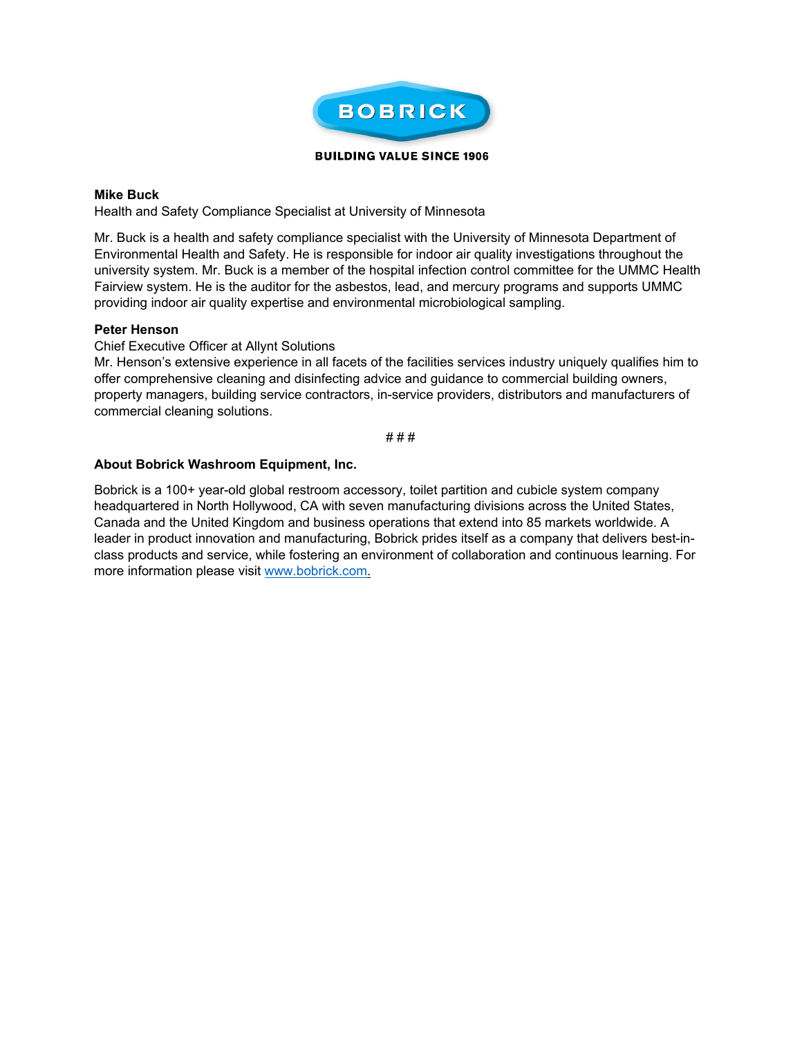BOBRICK

BUILDING VALUE SINCE 1906

**Mike Buck**
Health and Safety Compliance Specialist at University of Minnesota

Mr. Buck is a health and safety compliance specialist with the University of Minnesota Department of Environmental Health and Safety. He is responsible for indoor air quality investigations throughout the university system. Mr. Buck is a member of the hospital infection control committee for the UMMC Health Fairview system. He is the auditor for the asbestos, lead, and mercury programs and supports UMMC providing indoor air quality expertise and environmental microbiological sampling.

**Peter Henson**
Chief Executive Officer at Allynt Solutions
Mr. Henson's extensive experience in all facets of the facilities services industry uniquely qualifies him to offer comprehensive cleaning and disinfecting advice and guidance to commercial building owners, property managers, building service contractors, in-service providers, distributors and manufacturers of commercial cleaning solutions.

# # #

**About Bobrick Washroom Equipment, Inc.**

Bobrick is a 100+ year-old global restroom accessory, toilet partition and cubicle system company headquartered in North Hollywood, CA with seven manufacturing divisions across the United States, Canada and the United Kingdom and business operations that extend into 85 markets worldwide. A leader in product innovation and manufacturing, Bobrick prides itself as a company that delivers best-in-class products and service, while fostering an environment of collaboration and continuous learning. For more information please visit www.bobrick.com.